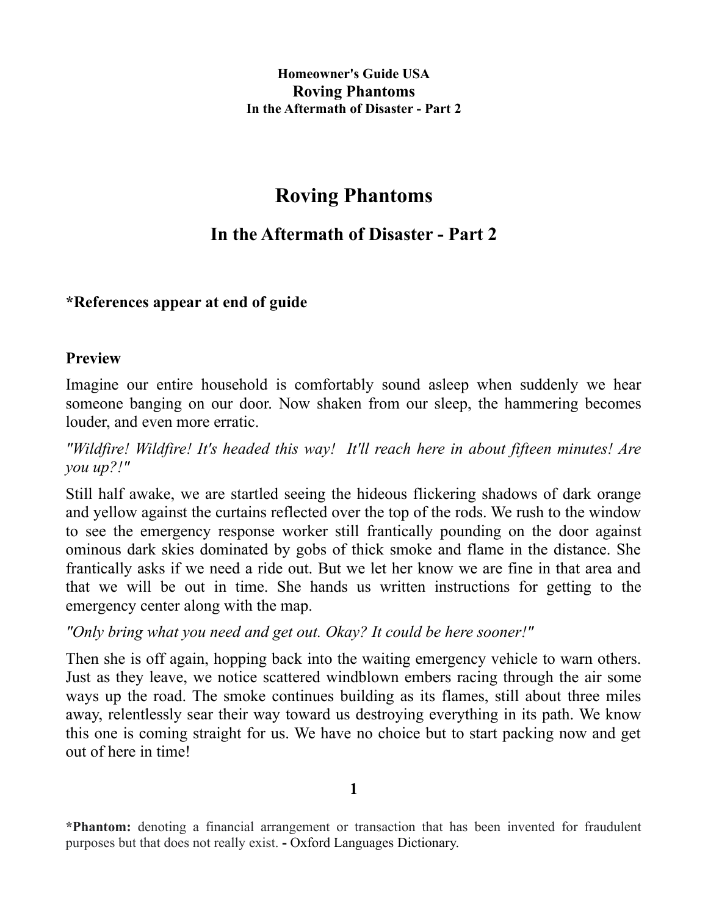# Roving Phantoms

## In the Aftermath of Disaster - Part 2

**\*References appear at end of guide**

### Preview

Imagine our entire household is comfortably sound asleep when suddenly we hear someone banging on our door. Now shaken from our sleep, the hammering becomes louder, and even more erratic.

*"Wildfire! Wildfire! It's headed this way! It'll reach here in about fifteen minutes! Are you up?!"*

Still half awake, we are startled seeing the hideous flickering shadows of dark orange and yellow against the curtains reflected over the top of the rods. We rush to the window to see the emergency response worker still frantically pounding on the door against ominous dark skies dominated by gobs of thick smoke and flame in the distance. She frantically asks if we need a ride out. But we let her know we are fine in that area and that we will be out in time. She hands us written instructions for getting to the emergency center along with the map.

*"Only bring what you need and get out. Okay? It could be here sooner!"*

Then she is off again, hopping back into the waiting emergency vehicle to warn others. Just as they leave, we notice scattered windblown embers racing through the air some ways up the road. The smoke continues building as its flames, still about three miles away, relentlessly sear their way toward us destroying everything in its path. We know this one is coming straight for us. We have no choice but to start packing now and get out of here in time!

**\*Phantom:** denoting a financial arrangement or transaction that has been invented for fraudulent purposes but that does not really exist. - Oxford Languages Dictionary.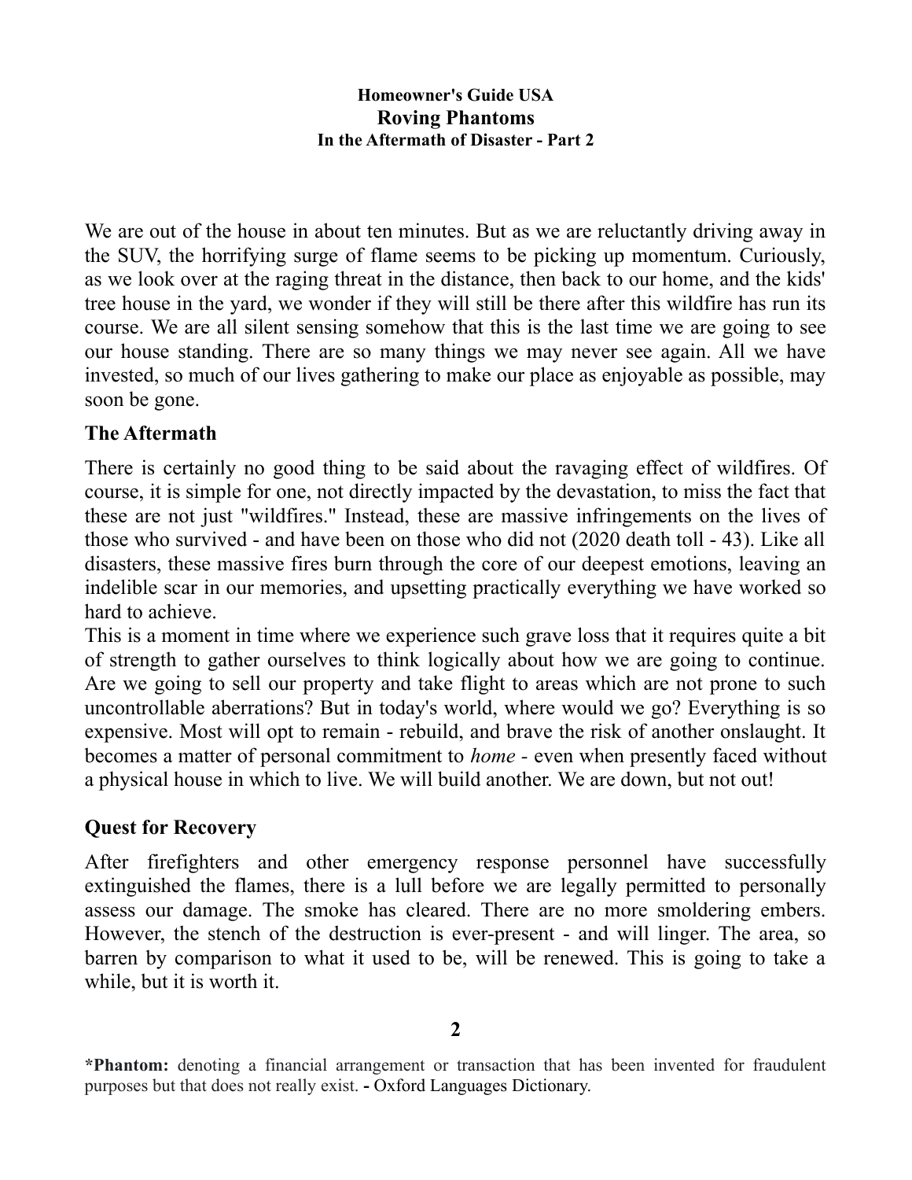**Homeowner's Guide USA**
**Roving Phantoms**
**In the Aftermath of Disaster - Part 2**

We are out of the house in about ten minutes. But as we are reluctantly driving away in the SUV, the horrifying surge of flame seems to be picking up momentum. Curiously, as we look over at the raging threat in the distance, then back to our home, and the kids' tree house in the yard, we wonder if they will still be there after this wildfire has run its course. We are all silent sensing somehow that this is the last time we are going to see our house standing. There are so many things we may never see again. All we have invested, so much of our lives gathering to make our place as enjoyable as possible, may soon be gone.

## The Aftermath

There is certainly no good thing to be said about the ravaging effect of wildfires. Of course, it is simple for one, not directly impacted by the devastation, to miss the fact that these are not just "wildfires." Instead, these are massive infringements on the lives of those who survived - and have been on those who did not (2020 death toll - 43). Like all disasters, these massive fires burn through the core of our deepest emotions, leaving an indelible scar in our memories, and upsetting practically everything we have worked so hard to achieve.

This is a moment in time where we experience such grave loss that it requires quite a bit of strength to gather ourselves to think logically about how we are going to continue. Are we going to sell our property and take flight to areas which are not prone to such uncontrollable aberrations? But in today's world, where would we go? Everything is so expensive. Most will opt to remain - rebuild, and brave the risk of another onslaught. It becomes a matter of personal commitment to *home* - even when presently faced without a physical house in which to live. We will build another. We are down, but not out!

## Quest for Recovery

After firefighters and other emergency response personnel have successfully extinguished the flames, there is a lull before we are legally permitted to personally assess our damage. The smoke has cleared. There are no more smoldering embers. However, the stench of the destruction is ever-present - and will linger. The area, so barren by comparison to what it used to be, will be renewed. This is going to take a while, but it is worth it.

**\*Phantom:** denoting a financial arrangement or transaction that has been invented for fraudulent purposes but that does not really exist. - Oxford Languages Dictionary.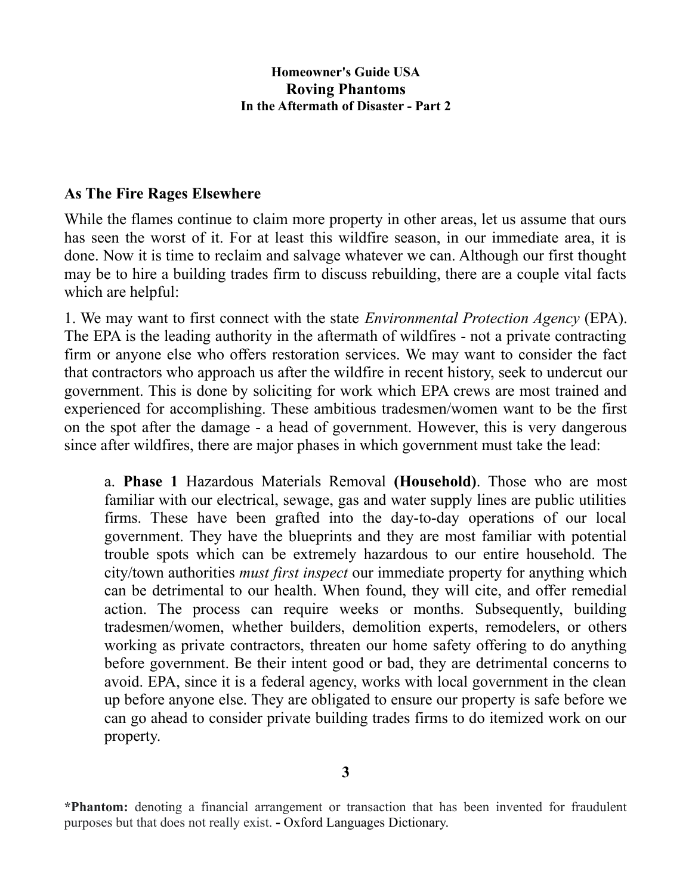**Homeowner's Guide USA**
**Roving Phantoms**
**In the Aftermath of Disaster - Part 2**

## As The Fire Rages Elsewhere

While the flames continue to claim more property in other areas, let us assume that ours has seen the worst of it. For at least this wildfire season, in our immediate area, it is done. Now it is time to reclaim and salvage whatever we can. Although our first thought may be to hire a building trades firm to discuss rebuilding, there are a couple vital facts which are helpful:

1. We may want to first connect with the state *Environmental Protection Agency* (EPA). The EPA is the leading authority in the aftermath of wildfires - not a private contracting firm or anyone else who offers restoration services. We may want to consider the fact that contractors who approach us after the wildfire in recent history, seek to undercut our government. This is done by soliciting for work which EPA crews are most trained and experienced for accomplishing. These ambitious tradesmen/women want to be the first on the spot after the damage - a head of government. However, this is very dangerous since after wildfires, there are major phases in which government must take the lead:

   a. **Phase 1** Hazardous Materials Removal **(Household)**. Those who are most familiar with our electrical, sewage, gas and water supply lines are public utilities firms. These have been grafted into the day-to-day operations of our local government. They have the blueprints and they are most familiar with potential trouble spots which can be extremely hazardous to our entire household. The city/town authorities *must first inspect* our immediate property for anything which can be detrimental to our health. When found, they will cite, and offer remedial action. The process can require weeks or months. Subsequently, building tradesmen/women, whether builders, demolition experts, remodelers, or others working as private contractors, threaten our home safety offering to do anything before government. Be their intent good or bad, they are detrimental concerns to avoid. EPA, since it is a federal agency, works with local government in the clean up before anyone else. They are obligated to ensure our property is safe before we can go ahead to consider private building trades firms to do itemized work on our property.

**\*Phantom:** denoting a financial arrangement or transaction that has been invented for fraudulent purposes but that does not really exist. **-** Oxford Languages Dictionary.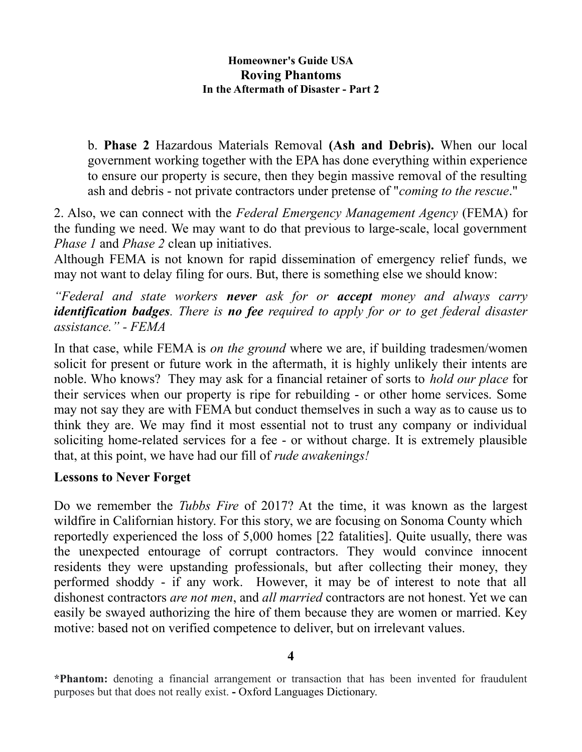**Homeowner's Guide USA**
**Roving Phantoms**
**In the Aftermath of Disaster - Part 2**

b. **Phase 2** Hazardous Materials Removal **(Ash and Debris).** When our local government working together with the EPA has done everything within experience to ensure our property is secure, then they begin massive removal of the resulting ash and debris - not private contractors under pretense of "*coming to the rescue*."

2. Also, we can connect with the *Federal Emergency Management Agency* (FEMA) for the funding we need. We may want to do that previous to large-scale, local government *Phase 1* and *Phase 2* clean up initiatives.

Although FEMA is not known for rapid dissemination of emergency relief funds, we may not want to delay filing for ours. But, there is something else we should know:

*"Federal and state workers **never** ask for or **accept** money and always carry **identification badges**. There is **no fee** required to apply for or to get federal disaster assistance." - FEMA*

In that case, while FEMA is *on the ground* where we are, if building tradesmen/women solicit for present or future work in the aftermath, it is highly unlikely their intents are noble. Who knows? They may ask for a financial retainer of sorts to *hold our place* for their services when our property is ripe for rebuilding - or other home services. Some may not say they are with FEMA but conduct themselves in such a way as to cause us to think they are. We may find it most essential not to trust any company or individual soliciting home-related services for a fee - or without charge. It is extremely plausible that, at this point, we have had our fill of *rude awakenings!*

**Lessons to Never Forget**

Do we remember the *Tubbs Fire* of 2017? At the time, it was known as the largest wildfire in Californian history. For this story, we are focusing on Sonoma County which reportedly experienced the loss of 5,000 homes [22 fatalities]. Quite usually, there was the unexpected entourage of corrupt contractors. They would convince innocent residents they were upstanding professionals, but after collecting their money, they performed shoddy - if any work. However, it may be of interest to note that all dishonest contractors *are not men*, and *all married* contractors are not honest. Yet we can easily be swayed authorizing the hire of them because they are women or married. Key motive: based not on verified competence to deliver, but on irrelevant values.

**\*Phantom:** denoting a financial arrangement or transaction that has been invented for fraudulent purposes but that does not really exist. **-** Oxford Languages Dictionary.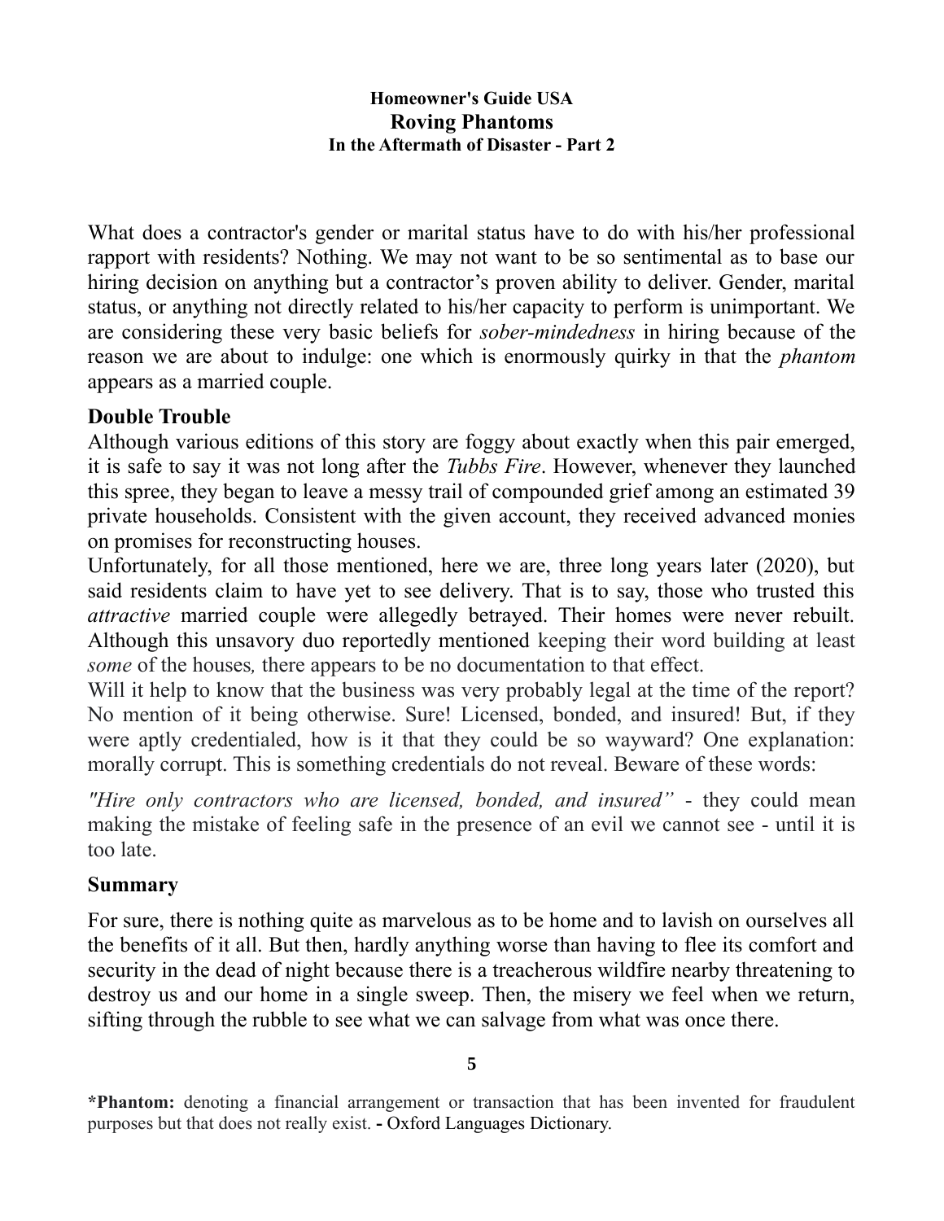**Homeowner's Guide USA**

## Roving Phantoms

**In the Aftermath of Disaster - Part 2**

What does a contractor's gender or marital status have to do with his/her professional rapport with residents? Nothing. We may not want to be so sentimental as to base our hiring decision on anything but a contractor's proven ability to deliver. Gender, marital status, or anything not directly related to his/her capacity to perform is unimportant. We are considering these very basic beliefs for *sober-mindedness* in hiring because of the reason we are about to indulge: one which is enormously quirky in that the *phantom* appears as a married couple.

### Double Trouble

Although various editions of this story are foggy about exactly when this pair emerged, it is safe to say it was not long after the *Tubbs Fire*. However, whenever they launched this spree, they began to leave a messy trail of compounded grief among an estimated 39 private households. Consistent with the given account, they received advanced monies on promises for reconstructing houses.

Unfortunately, for all those mentioned, here we are, three long years later (2020), but said residents claim to have yet to see delivery. That is to say, those who trusted this *attractive* married couple were allegedly betrayed. Their homes were never rebuilt. Although this unsavory duo reportedly mentioned keeping their word building at least *some* of the houses, there appears to be no documentation to that effect.

Will it help to know that the business was very probably legal at the time of the report? No mention of it being otherwise. Sure! Licensed, bonded, and insured! But, if they were aptly credentialed, how is it that they could be so wayward? One explanation: morally corrupt. This is something credentials do not reveal. Beware of these words:

*"Hire only contractors who are licensed, bonded, and insured"* - they could mean making the mistake of feeling safe in the presence of an evil we cannot see - until it is too late.

### Summary

For sure, there is nothing quite as marvelous as to be home and to lavish on ourselves all the benefits of it all. But then, hardly anything worse than having to flee its comfort and security in the dead of night because there is a treacherous wildfire nearby threatening to destroy us and our home in a single sweep. Then, the misery we feel when we return, sifting through the rubble to see what we can salvage from what was once there.

***Phantom:** denoting a financial arrangement or transaction that has been invented for fraudulent purposes but that does not really exist. **-** Oxford Languages Dictionary.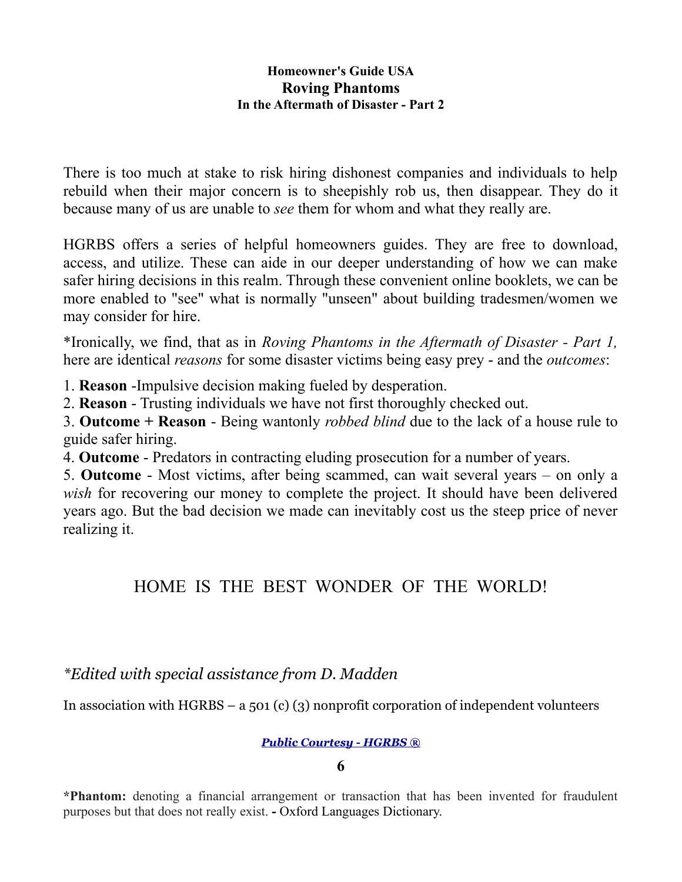**Homeowner's Guide USA**
## Roving Phantoms
**In the Aftermath of Disaster - Part 2**

There is too much at stake to risk hiring dishonest companies and individuals to help rebuild when their major concern is to sheepishly rob us, then disappear. They do it because many of us are unable to *see* them for whom and what they really are.

HGRBS offers a series of helpful homeowners guides. They are free to download, access, and utilize. These can aide in our deeper understanding of how we can make safer hiring decisions in this realm. Through these convenient online booklets, we can be more enabled to "see" what is normally "unseen" about building tradesmen/women we may consider for hire.

*Ironically, we find, that as in *Roving Phantoms in the Aftermath of Disaster - Part 1,* here are identical *reasons* for some disaster victims being easy prey - and the *outcomes*:

1. **Reason** -Impulsive decision making fueled by desperation.
2. **Reason** - Trusting individuals we have not first thoroughly checked out.
3. **Outcome + Reason** - Being wantonly *robbed blind* due to the lack of a house rule to guide safer hiring.
4. **Outcome** - Predators in contracting eluding prosecution for a number of years.
5. **Outcome** - Most victims, after being scammed, can wait several years – on only a *wish* for recovering our money to complete the project. It should have been delivered years ago. But the bad decision we made can inevitably cost us the steep price of never realizing it.

HOME IS THE BEST WONDER OF THE WORLD!

*\*Edited with special assistance from D. Madden*

In association with HGRBS – a 501 (c) (3) nonprofit corporation of independent volunteers

***Public Courtesy - HGRBS ®***

**\*Phantom:** denoting a financial arrangement or transaction that has been invented for fraudulent purposes but that does not really exist. - Oxford Languages Dictionary.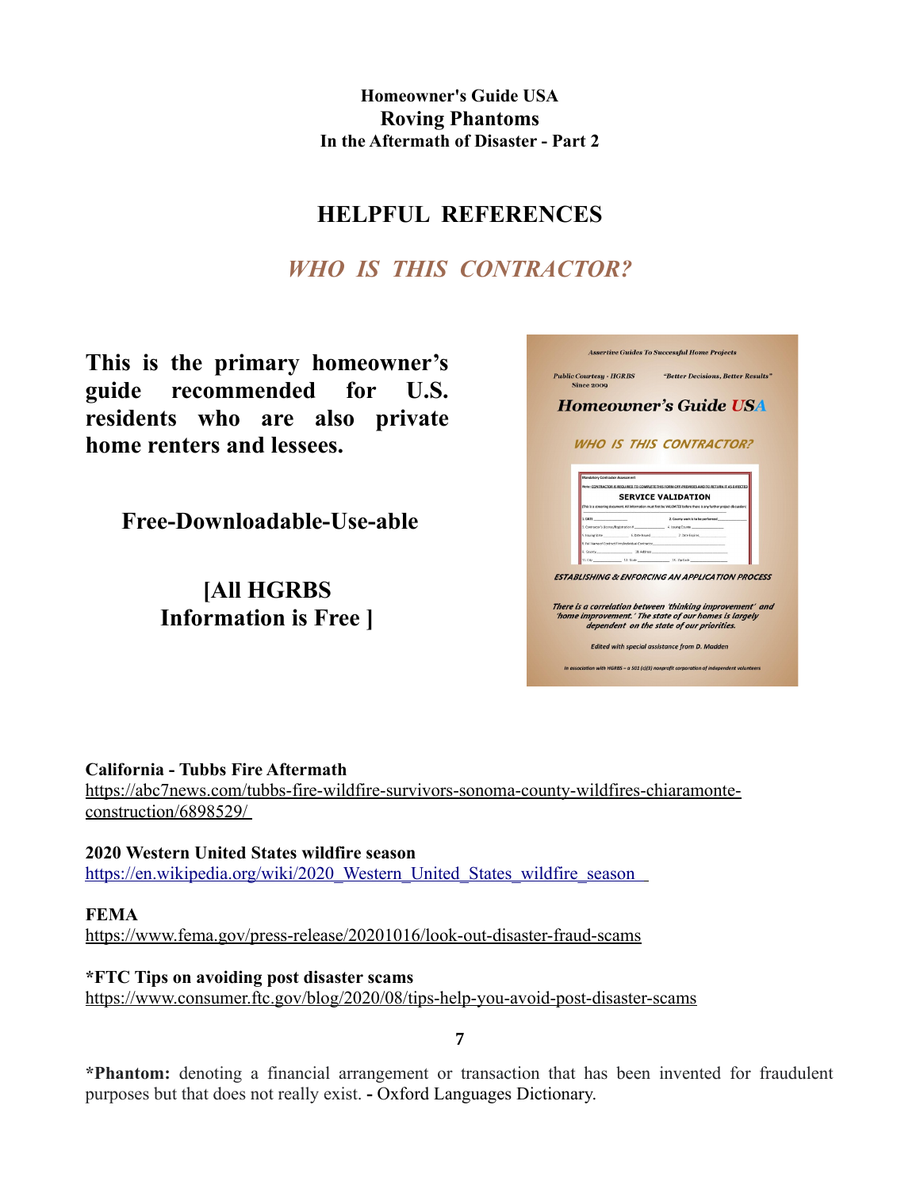**Homeowner's Guide USA**
**Roving Phantoms**
**In the Aftermath of Disaster - Part 2**

## HELPFUL REFERENCES

### *WHO IS THIS CONTRACTOR?*

**This is the primary homeowner's guide recommended for U.S. residents who are also private home renters and lessees.**

**Free-Downloadable-Use-able**

**[All HGRBS Information is Free ]**

Assertive Guides To Successful Home Projects

Public Courtesy - HGRBS Since 2009

"Better Decisions, Better Results"

Homeowner's Guide USA

WHO IS THIS CONTRACTOR?

SERVICE VALIDATION

ESTABLISHING & ENFORCING AN APPLICATION PROCESS

There is a correlation between 'thinking improvement' and 'home improvement.' The state of our homes is largely dependent on the state of our priorities.

Edited with special assistance from D. Madden

In association with HGRBS – a 501 (c)(3) nonprofit corporation of independent volunteers

**California - Tubbs Fire Aftermath**
https://abc7news.com/tubbs-fire-wildfire-survivors-sonoma-county-wildfires-chiaramonte-construction/6898529/

**2020 Western United States wildfire season**
https://en.wikipedia.org/wiki/2020_Western_United_States_wildfire_season

**FEMA**
https://www.fema.gov/press-release/20201016/look-out-disaster-fraud-scams

***FTC Tips on avoiding post disaster scams**
https://www.consumer.ftc.gov/blog/2020/08/tips-help-you-avoid-post-disaster-scams

***Phantom:** denoting a financial arrangement or transaction that has been invented for fraudulent purposes but that does not really exist. **-** Oxford Languages Dictionary.